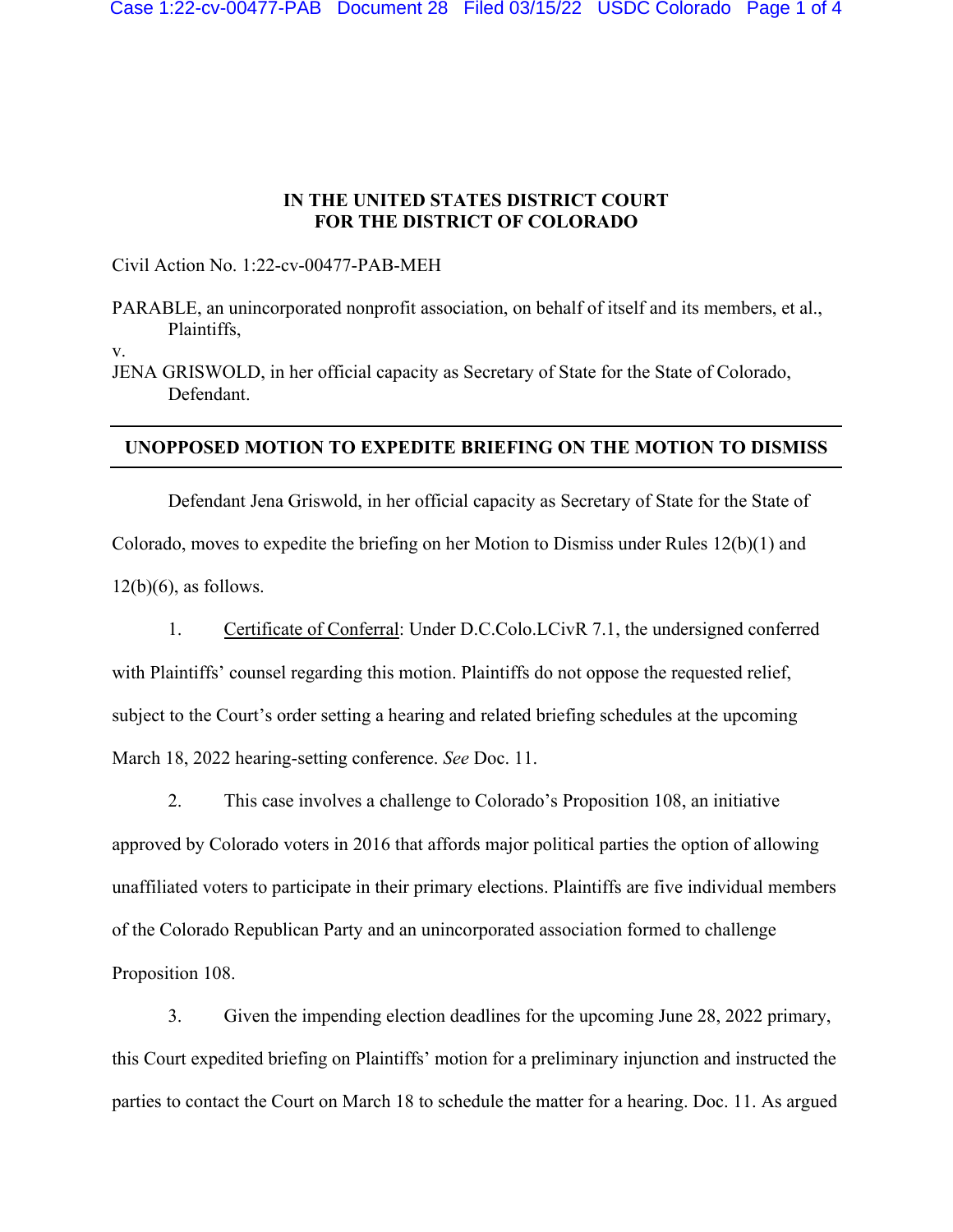**IN THE UNITED STATES DISTRICT COURT**
**FOR THE DISTRICT OF COLORADO**

Civil Action No. 1:22-cv-00477-PAB-MEH

PARABLE, an unincorporated nonprofit association, on behalf of itself and its members, et al.,
Plaintiffs,

v.

JENA GRISWOLD, in her official capacity as Secretary of State for the State of Colorado,
Defendant.

---

**UNOPPOSED MOTION TO EXPEDITE BRIEFING ON THE MOTION TO DISMISS**

---

Defendant Jena Griswold, in her official capacity as Secretary of State for the State of Colorado, moves to expedite the briefing on her Motion to Dismiss under Rules 12(b)(1) and 12(b)(6), as follows.

1. Certificate of Conferral: Under D.C.Colo.LCivR 7.1, the undersigned conferred with Plaintiffs' counsel regarding this motion. Plaintiffs do not oppose the requested relief, subject to the Court's order setting a hearing and related briefing schedules at the upcoming March 18, 2022 hearing-setting conference. *See* Doc. 11.

2. This case involves a challenge to Colorado's Proposition 108, an initiative approved by Colorado voters in 2016 that affords major political parties the option of allowing unaffiliated voters to participate in their primary elections. Plaintiffs are five individual members of the Colorado Republican Party and an unincorporated association formed to challenge Proposition 108.

3. Given the impending election deadlines for the upcoming June 28, 2022 primary, this Court expedited briefing on Plaintiffs' motion for a preliminary injunction and instructed the parties to contact the Court on March 18 to schedule the matter for a hearing. Doc. 11. As argued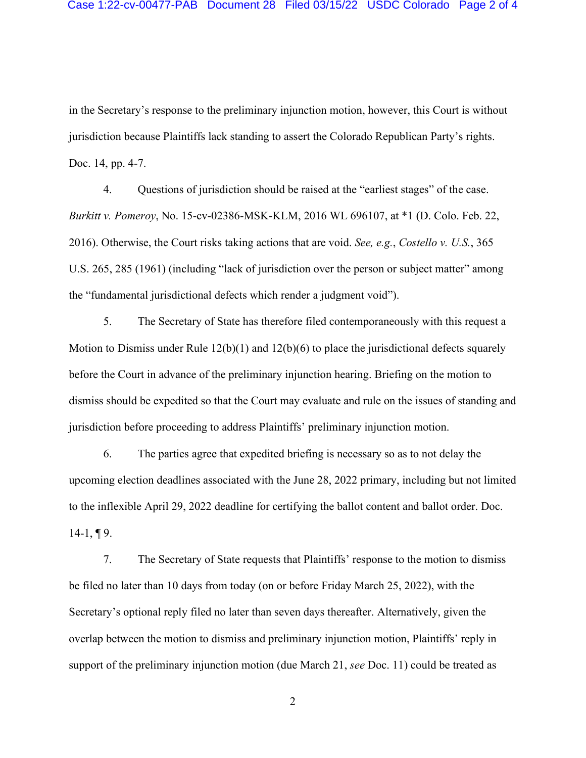in the Secretary's response to the preliminary injunction motion, however, this Court is without jurisdiction because Plaintiffs lack standing to assert the Colorado Republican Party's rights. Doc. 14, pp. 4-7.

4. Questions of jurisdiction should be raised at the "earliest stages" of the case. *Burkitt v. Pomeroy*, No. 15-cv-02386-MSK-KLM, 2016 WL 696107, at *1 (D. Colo. Feb. 22, 2016). Otherwise, the Court risks taking actions that are void. *See, e.g.*, *Costello v. U.S.*, 365 U.S. 265, 285 (1961) (including "lack of jurisdiction over the person or subject matter" among the "fundamental jurisdictional defects which render a judgment void").

5. The Secretary of State has therefore filed contemporaneously with this request a Motion to Dismiss under Rule 12(b)(1) and 12(b)(6) to place the jurisdictional defects squarely before the Court in advance of the preliminary injunction hearing. Briefing on the motion to dismiss should be expedited so that the Court may evaluate and rule on the issues of standing and jurisdiction before proceeding to address Plaintiffs' preliminary injunction motion.

6. The parties agree that expedited briefing is necessary so as to not delay the upcoming election deadlines associated with the June 28, 2022 primary, including but not limited to the inflexible April 29, 2022 deadline for certifying the ballot content and ballot order. Doc. 14-1, ¶ 9.

7. The Secretary of State requests that Plaintiffs' response to the motion to dismiss be filed no later than 10 days from today (on or before Friday March 25, 2022), with the Secretary's optional reply filed no later than seven days thereafter. Alternatively, given the overlap between the motion to dismiss and preliminary injunction motion, Plaintiffs' reply in support of the preliminary injunction motion (due March 21, *see* Doc. 11) could be treated as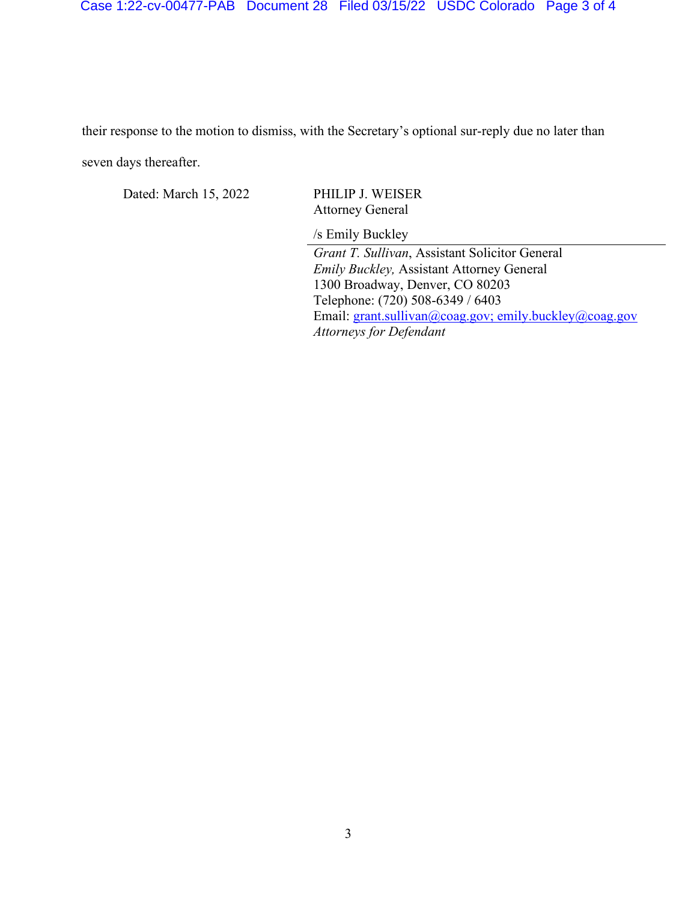their response to the motion to dismiss, with the Secretary's optional sur-reply due no later than seven days thereafter.

Dated: March 15, 2022

PHILIP J. WEISER
Attorney General

/s Emily Buckley

*Grant T. Sullivan*, Assistant Solicitor General
*Emily Buckley,* Assistant Attorney General
1300 Broadway, Denver, CO 80203
Telephone: (720) 508-6349 / 6403
Email: grant.sullivan@coag.gov; emily.buckley@coag.gov
*Attorneys for Defendant*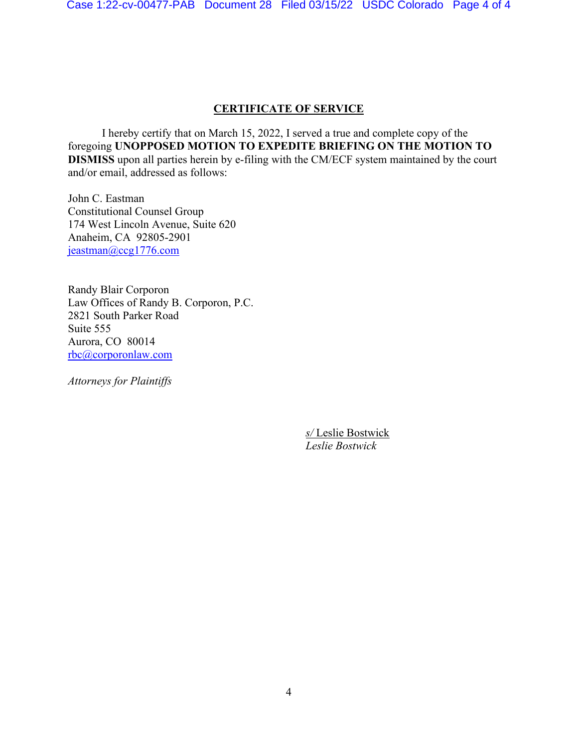## CERTIFICATE OF SERVICE

I hereby certify that on March 15, 2022, I served a true and complete copy of the foregoing **UNOPPOSED MOTION TO EXPEDITE BRIEFING ON THE MOTION TO DISMISS** upon all parties herein by e-filing with the CM/ECF system maintained by the court and/or email, addressed as follows:

John C. Eastman
Constitutional Counsel Group
174 West Lincoln Avenue, Suite 620
Anaheim, CA 92805-2901
jeastman@ccg1776.com

Randy Blair Corporon
Law Offices of Randy B. Corporon, P.C.
2821 South Parker Road
Suite 555
Aurora, CO 80014
rbc@corporonlaw.com

*Attorneys for Plaintiffs*

*s/* Leslie Bostwick
*Leslie Bostwick*